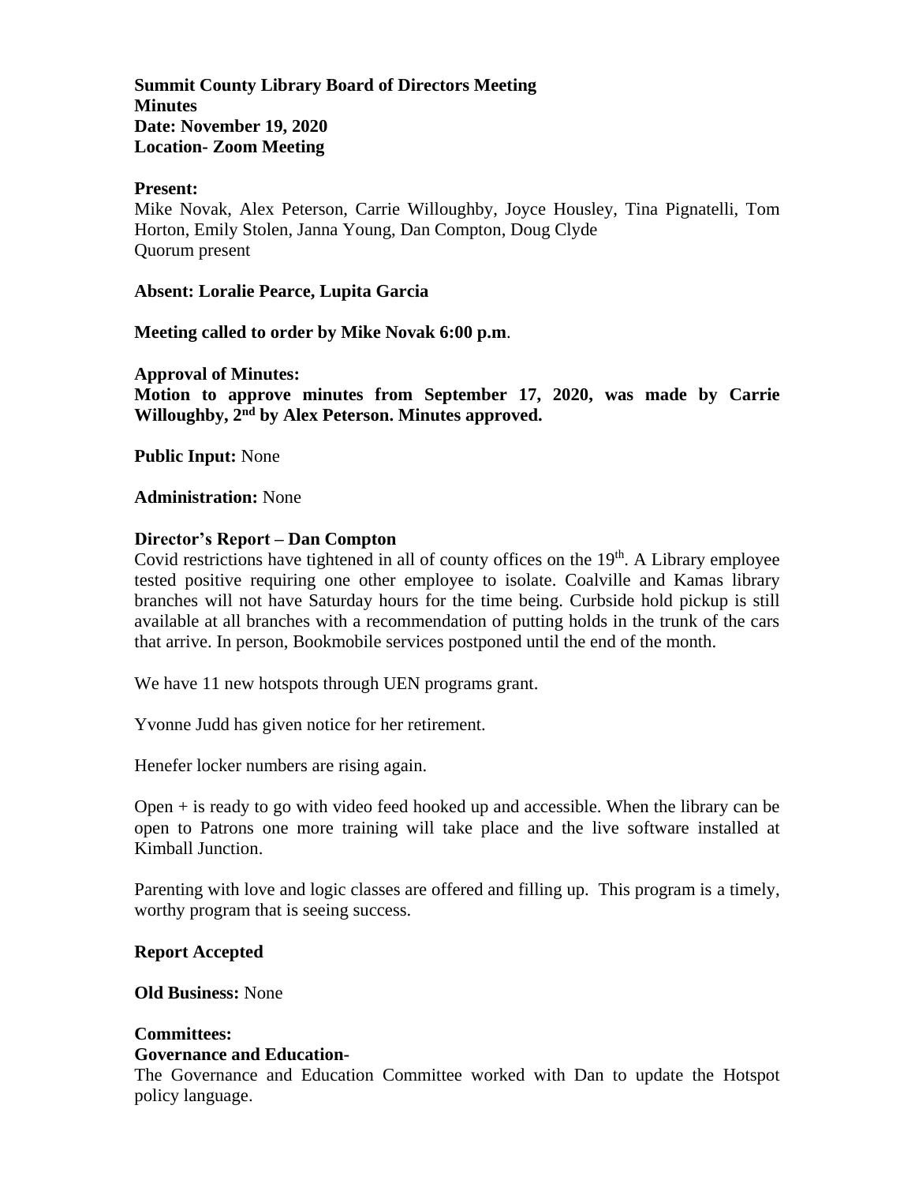**Summit County Library Board of Directors Meeting**
**Minutes**
**Date: November 19, 2020**
**Location- Zoom Meeting**

**Present:**
Mike Novak, Alex Peterson, Carrie Willoughby, Joyce Housley, Tina Pignatelli, Tom Horton, Emily Stolen, Janna Young, Dan Compton, Doug Clyde
Quorum present

**Absent: Loralie Pearce, Lupita Garcia**

**Meeting called to order by Mike Novak 6:00 p.m**.

**Approval of Minutes:**
**Motion to approve minutes from September 17, 2020, was made by Carrie Willoughby, 2nd by Alex Peterson. Minutes approved.**

**Public Input:** None

**Administration:** None

**Director's Report – Dan Compton**
Covid restrictions have tightened in all of county offices on the 19th. A Library employee tested positive requiring one other employee to isolate. Coalville and Kamas library branches will not have Saturday hours for the time being. Curbside hold pickup is still available at all branches with a recommendation of putting holds in the trunk of the cars that arrive. In person, Bookmobile services postponed until the end of the month.

We have 11 new hotspots through UEN programs grant.

Yvonne Judd has given notice for her retirement.

Henefer locker numbers are rising again.

Open + is ready to go with video feed hooked up and accessible. When the library can be open to Patrons one more training will take place and the live software installed at Kimball Junction.

Parenting with love and logic classes are offered and filling up. This program is a timely, worthy program that is seeing success.

**Report Accepted**

**Old Business:** None

**Committees:**
**Governance and Education-**
The Governance and Education Committee worked with Dan to update the Hotspot policy language.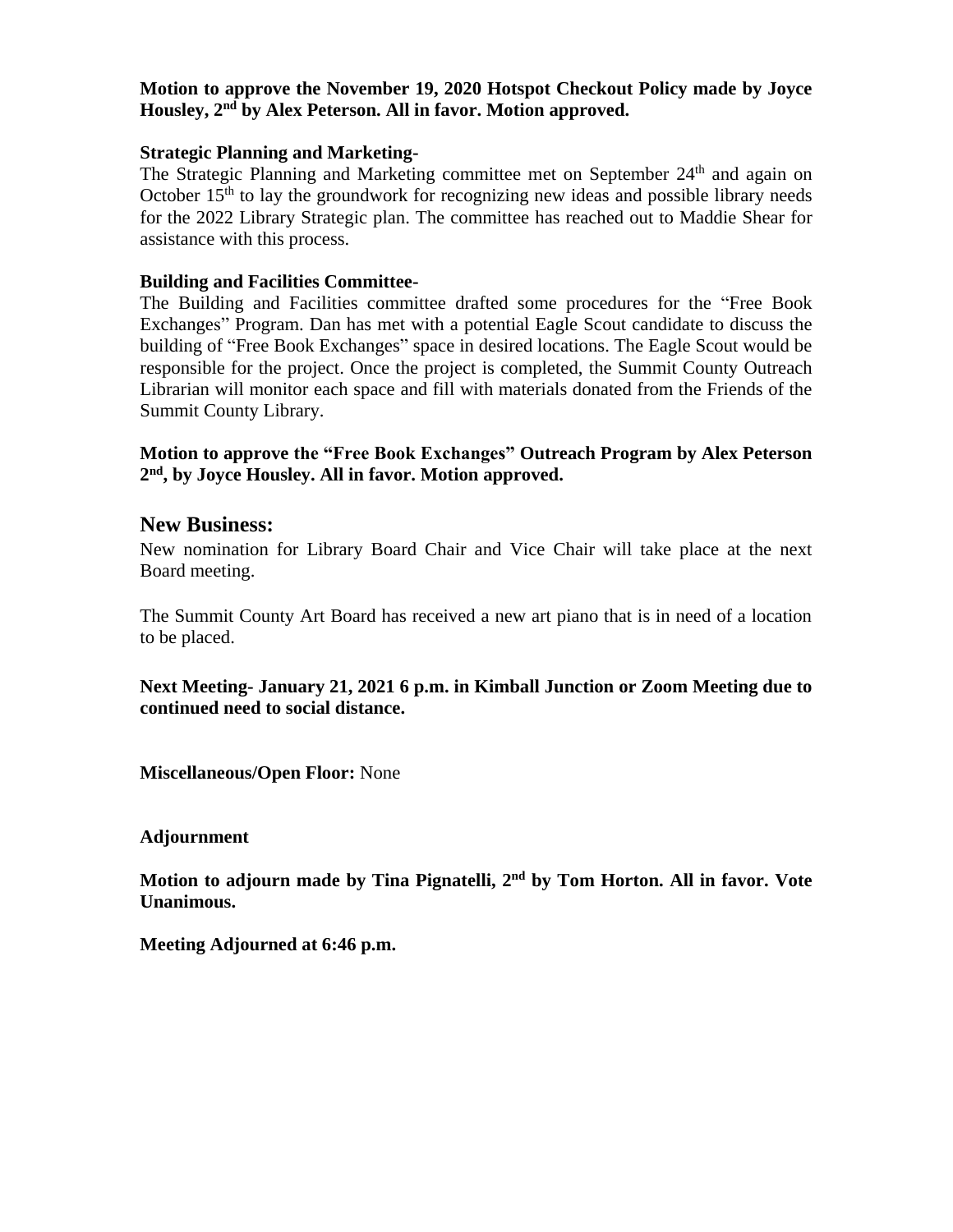**Motion to approve the November 19, 2020 Hotspot Checkout Policy made by Joyce Housley, 2nd by Alex Peterson. All in favor. Motion approved.**

**Strategic Planning and Marketing-**

The Strategic Planning and Marketing committee met on September 24th and again on October 15th to lay the groundwork for recognizing new ideas and possible library needs for the 2022 Library Strategic plan. The committee has reached out to Maddie Shear for assistance with this process.

**Building and Facilities Committee-**

The Building and Facilities committee drafted some procedures for the "Free Book Exchanges" Program. Dan has met with a potential Eagle Scout candidate to discuss the building of "Free Book Exchanges" space in desired locations. The Eagle Scout would be responsible for the project. Once the project is completed, the Summit County Outreach Librarian will monitor each space and fill with materials donated from the Friends of the Summit County Library.

**Motion to approve the "Free Book Exchanges" Outreach Program by Alex Peterson 2nd, by Joyce Housley. All in favor. Motion approved.**

## New Business:

New nomination for Library Board Chair and Vice Chair will take place at the next Board meeting.

The Summit County Art Board has received a new art piano that is in need of a location to be placed.

**Next Meeting- January 21, 2021 6 p.m. in Kimball Junction or Zoom Meeting due to continued need to social distance.**

**Miscellaneous/Open Floor:** None

**Adjournment**

**Motion to adjourn made by Tina Pignatelli, 2nd by Tom Horton. All in favor. Vote Unanimous.**

**Meeting Adjourned at 6:46 p.m.**